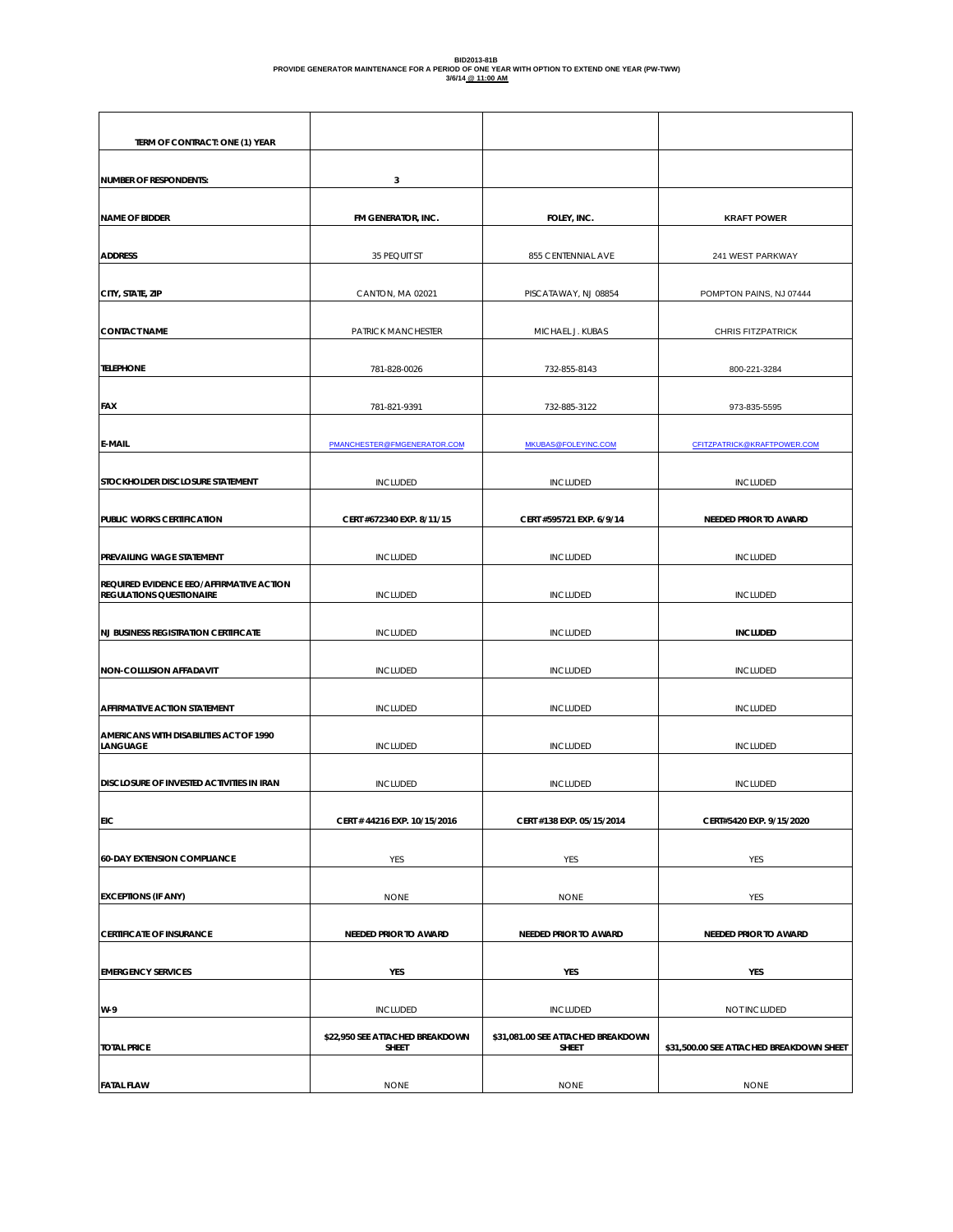**BID2013-81B**
**PROVIDE GENERATOR MAINTENANCE FOR A PERIOD OF ONE YEAR WITH OPTION TO EXTEND ONE YEAR (PW-TWW)**
**3/6/14 @ 11:00 AM**

| TERM OF CONTRACT: ONE (1) YEAR | | | |
|---|---|---|---|
| **NUMBER OF RESPONDENTS:** | **3** | | |
| **NAME OF BIDDER** | **FM GENERATOR, INC.** | **FOLEY, INC.** | **KRAFT POWER** |
| **ADDRESS** | 35 PEQUIT ST | 855 CENTENNIAL AVE | 241 WEST PARKWAY |
| **CITY, STATE, ZIP** | CANTON, MA 02021 | PISCATAWAY, NJ 08854 | POMPTON PAINS, NJ 07444 |
| **CONTACT NAME** | PATRICK MANCHESTER | MICHAEL J. KUBAS | CHRIS FITZPATRICK |
| **TELEPHONE** | 781-828-0026 | 732-855-8143 | 800-221-3284 |
| **FAX** | 781-821-9391 | 732-885-3122 | 973-835-5595 |
| **E-MAIL** | PMANCHESTER@FMGENERATOR.COM | MKUBAS@FOLEYINC.COM | CFITZPATRICK@KRAFTPOWER.COM |
| **STOCKHOLDER DISCLOSURE STATEMENT** | INCLUDED | INCLUDED | INCLUDED |
| **PUBLIC WORKS CERTIFICATION** | **CERT #672340 EXP. 8/11/15** | **CERT #595721 EXP. 6/9/14** | **NEEDED PRIOR TO AWARD** |
| **PREVAILING WAGE STATEMENT** | INCLUDED | INCLUDED | INCLUDED |
| **REQUIRED EVIDENCE EEO/AFFIRMATIVE ACTION REGULATIONS QUESTIONAIRE** | INCLUDED | INCLUDED | INCLUDED |
| **NJ BUSINESS REGISTRATION CERTIFICATE** | INCLUDED | INCLUDED | **INCLUDED** |
| **NON-COLLUSION AFFADAVIT** | INCLUDED | INCLUDED | INCLUDED |
| **AFFIRMATIVE ACTION STATEMENT** | INCLUDED | INCLUDED | INCLUDED |
| **AMERICANS WITH DISABILITIES ACT OF 1990 LANGUAGE** | INCLUDED | INCLUDED | INCLUDED |
| **DISCLOSURE OF INVESTED ACTIVITIES IN IRAN** | INCLUDED | INCLUDED | INCLUDED |
| **EIC** | **CERT # 44216 EXP. 10/15/2016** | **CERT #138 EXP. 05/15/2014** | **CERT#5420 EXP. 9/15/2020** |
| **60-DAY EXTENSION COMPLIANCE** | YES | YES | YES |
| **EXCEPTIONS (IF ANY)** | NONE | NONE | YES |
| **CERTIFICATE OF INSURANCE** | **NEEDED PRIOR TO AWARD** | **NEEDED PRIOR TO AWARD** | **NEEDED PRIOR TO AWARD** |
| **EMERGENCY SERVICES** | **YES** | **YES** | **YES** |
| **W-9** | INCLUDED | INCLUDED | NOT INCLUDED |
| **TOTAL PRICE** | **$22,950 SEE ATTACHED BREAKDOWN SHEET** | **$31,081.00 SEE ATTACHED BREAKDOWN SHEET** | **$31,500.00 SEE ATTACHED BREAKDOWN SHEET** |
| **FATAL FLAW** | NONE | NONE | NONE |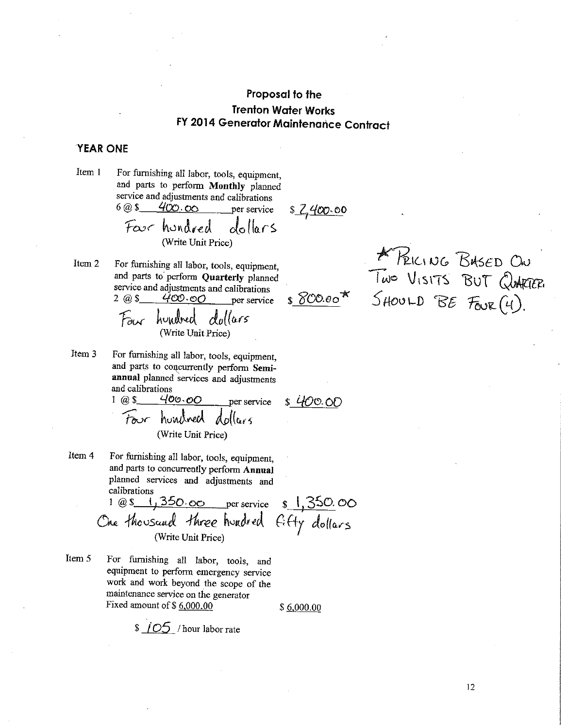# Proposal to the Trenton Water Works FY 2014 Generator Maintenance Contract

## YEAR ONE

**Item 1** For furnishing all labor, tools, equipment, and parts to perform **Monthly** planned service and adjustments and calibrations
6 @ $ 400.00 per service $ 2,400.00
Four hundred dollars
(Write Unit Price)

**Item 2** For furnishing all labor, tools, equipment, and parts to perform **Quarterly** planned service and adjustments and calibrations
2 @ $ 400.00 per service $ 800.00*
Four hundred dollars
(Write Unit Price)

*PRICING BASED ON TWO VISITS BUT QUARTER. SHOULD BE FOUR (4).

**Item 3** For furnishing all labor, tools, equipment, and parts to concurrently perform **Semi-annual** planned services and adjustments and calibrations
1 @ $ 400.00 per service $ 400.00
Four hundred dollars
(Write Unit Price)

**Item 4** For furnishing all labor, tools, equipment, and parts to concurrently perform **Annual** planned services and adjustments and calibrations
1 @ $ 1,350.00 per service $ 1,350.00
One thousand three hundred fifty dollars
(Write Unit Price)

**Item 5** For furnishing all labor, tools, and equipment to perform emergency service work and work beyond the scope of the maintenance service on the generator
Fixed amount of $ 6,000.00 $ 6,000.00

$ 105 / hour labor rate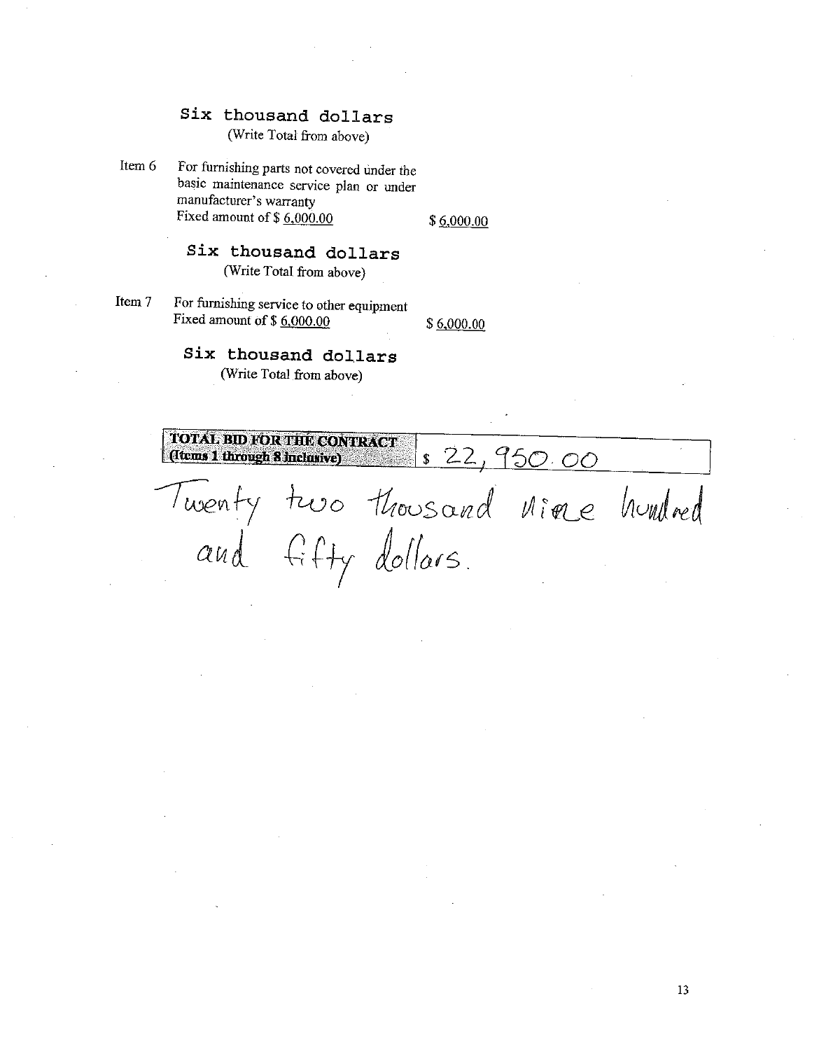**Six thousand dollars**
(Write Total from above)

Item 6 For furnishing parts not covered under the basic maintenance service plan or under manufacturer's warranty
Fixed amount of $ 6,000.00 $ 6,000.00

**Six thousand dollars**
(Write Total from above)

Item 7 For furnishing service to other equipment
Fixed amount of $ 6,000.00 $ 6,000.00

**Six thousand dollars**
(Write Total from above)

| **TOTAL BID FOR THE CONTRACT (Items 1 through 8 inclusive)** | $ 22,950.00 |
|---|---|

Twenty two thousand nine hundred and fifty dollars.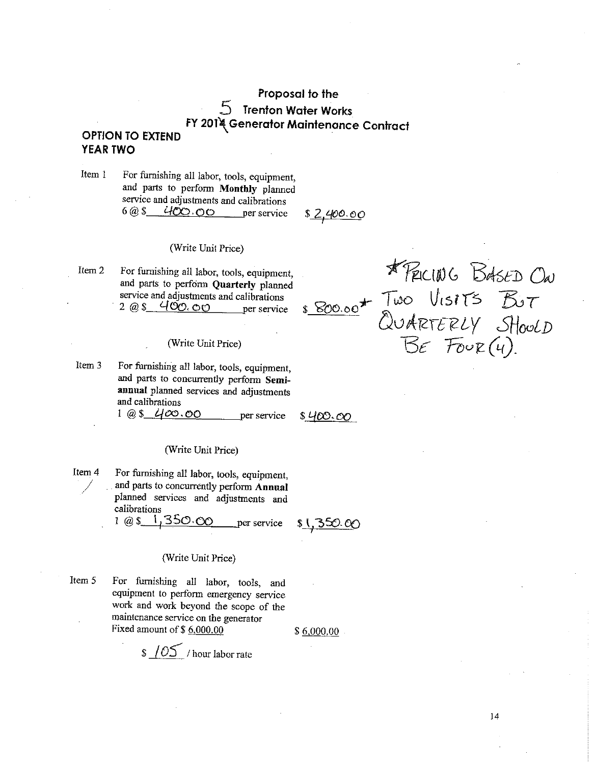**Proposal to the**

**5 Trenton Water Works**

**FY 2015 Generator Maintenance Contract**

**OPTION TO EXTEND**
**YEAR TWO**

Item 1 For furnishing all labor, tools, equipment, and parts to perform **Monthly** planned service and adjustments and calibrations
6 @ $ 400.00 per service $ 2,400.00

(Write Unit Price)

Item 2 For furnishing all labor, tools, equipment, and parts to perform **Quarterly** planned service and adjustments and calibrations
2 @ $ 400.00 per service $ 800.00*

*PRICING BASED ON TWO VISITS BUT QUARTERLY SHOULD BE FOUR (4).

(Write Unit Price)

Item 3 For furnishing all labor, tools, equipment, and parts to concurrently perform **Semi-annual** planned services and adjustments and calibrations
1 @ $ 400.00 per service $ 400.00

(Write Unit Price)

Item 4 For furnishing all labor, tools, equipment, and parts to concurrently perform **Annual** planned services and adjustments and calibrations
1 @ $ 1,350.00 per service $ 1,350.00

(Write Unit Price)

Item 5 For furnishing all labor, tools, and equipment to perform emergency service work and work beyond the scope of the maintenance service on the generator
Fixed amount of $ 6,000.00 $ 6,000.00

$ 105 / hour labor rate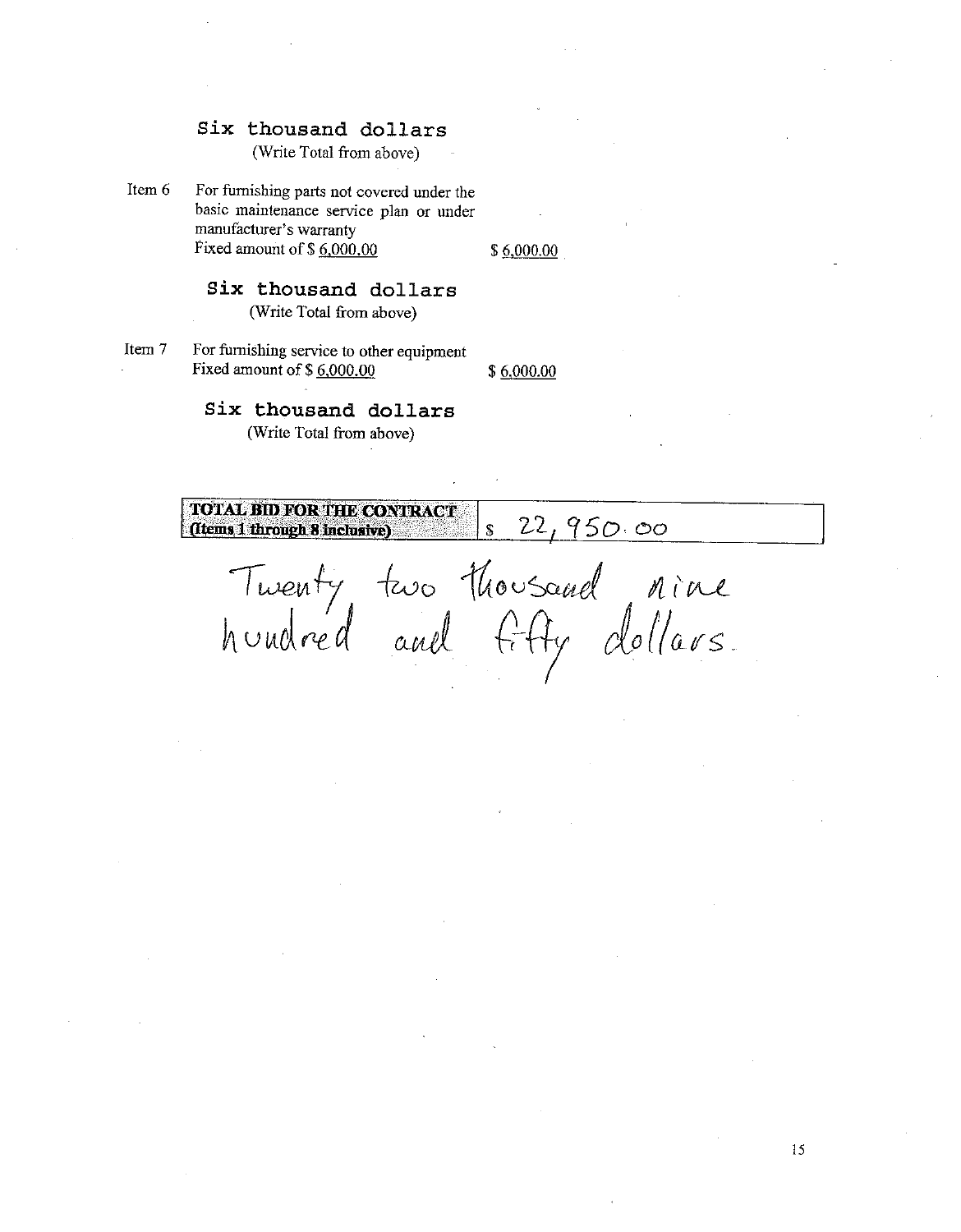**Six thousand dollars**
(Write Total from above)

Item 6 For furnishing parts not covered under the basic maintenance service plan or under manufacturer's warranty
Fixed amount of $ 6,000.00 $ 6,000.00

**Six thousand dollars**
(Write Total from above)

Item 7 For furnishing service to other equipment
Fixed amount of $ 6,000.00 $ 6,000.00

**Six thousand dollars**
(Write Total from above)

| **TOTAL BID FOR THE CONTRACT (Items 1 through 8 inclusive)** | $ 22,950.00 |
|---|---|

Twenty two thousand nine hundred and fifty dollars.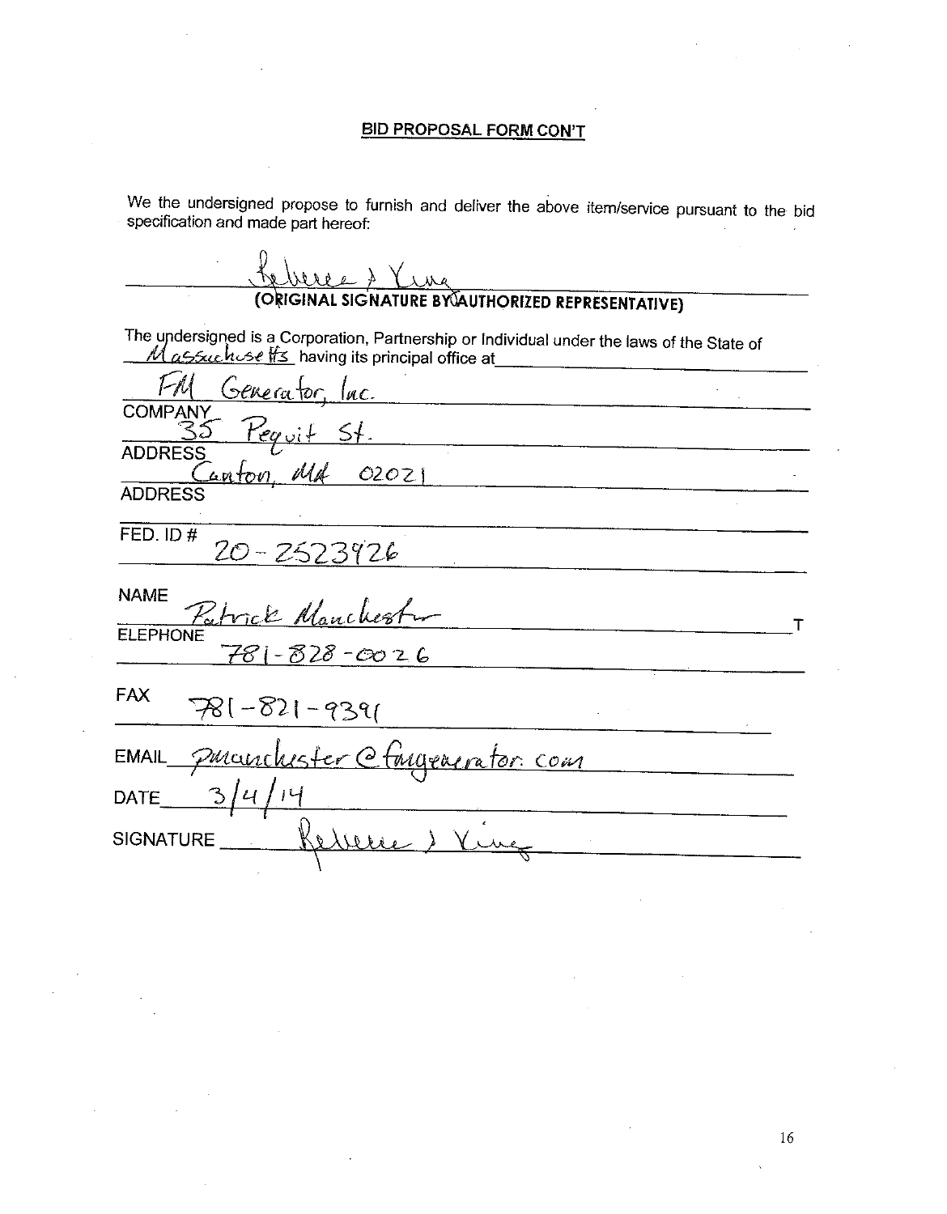## BID PROPOSAL FORM CON'T

We the undersigned propose to furnish and deliver the above item/service pursuant to the bid specification and made part hereof:

Rebecca J King

**(ORIGINAL SIGNATURE BY AUTHORIZED REPRESENTATIVE)**

The undersigned is a Corporation, Partnership or Individual under the laws of the State of Massachusetts having its principal office at

FM Generator, Inc.

COMPANY

35 Pequit St.

ADDRESS

Canton, MA 02021

ADDRESS

FED. ID # 20-2523926

NAME Patrick Manchester

TELEPHONE 781-828-0026

FAX 781-821-9391

EMAIL pmanchester@fmgenerator.com

DATE 3/4/14

SIGNATURE Rebecca J King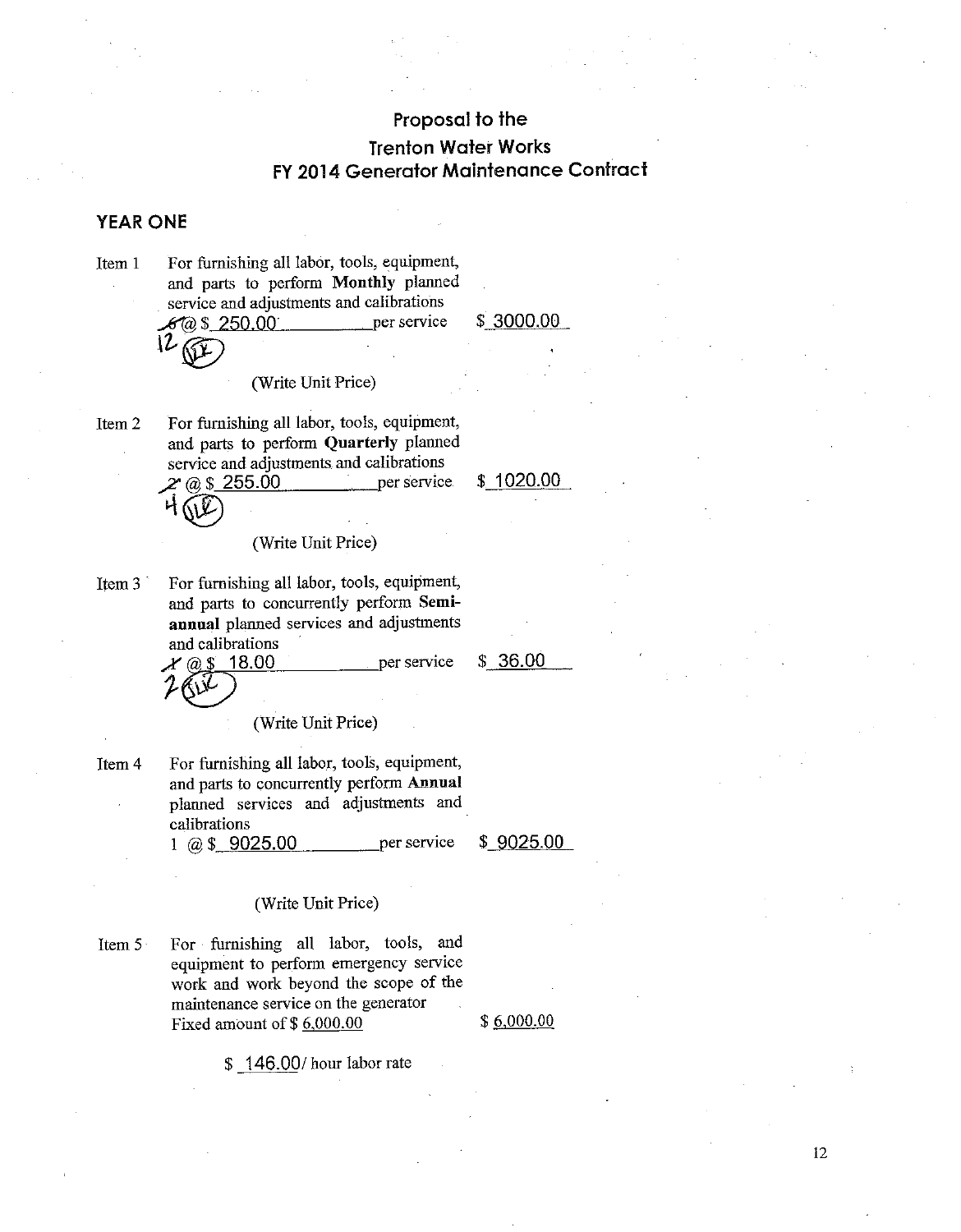## Proposal to the
## Trenton Water Works
## FY 2014 Generator Maintenance Contract

### YEAR ONE

Item 1 For furnishing all labor, tools, equipment, and parts to perform **Monthly** planned service and adjustments and calibrations
~~6~~ 12 (initialed) @ $ 250.00 per service $ 3000.00

(Write Unit Price)

Item 2 For furnishing all labor, tools, equipment, and parts to perform **Quarterly** planned service and adjustments and calibrations
~~2~~ 4 (initialed) @ $ 255.00 per service $ 1020.00

(Write Unit Price)

Item 3 For furnishing all labor, tools, equipment, and parts to concurrently perform **Semi-annual** planned services and adjustments and calibrations
~~1~~ 2 (initialed) @ $ 18.00 per service $ 36.00

(Write Unit Price)

Item 4 For furnishing all labor, tools, equipment, and parts to concurrently perform **Annual** planned services and adjustments and calibrations
1 @ $ 9025.00 per service $ 9025.00

(Write Unit Price)

Item 5 For furnishing all labor, tools, and equipment to perform emergency service work and work beyond the scope of the maintenance service on the generator
Fixed amount of $ 6,000.00 $ 6,000.00

$ 146.00/ hour labor rate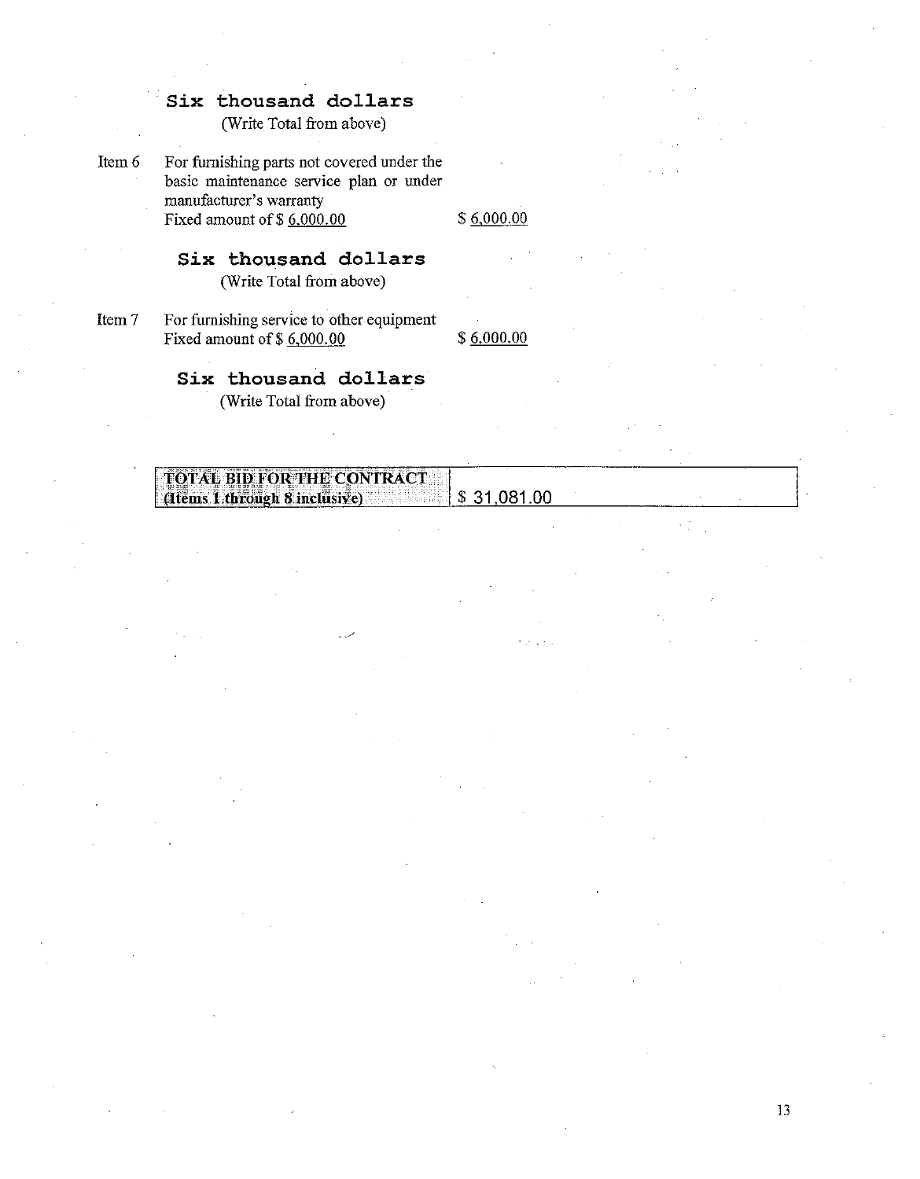**Six thousand dollars**
(Write Total from above)

Item 6 For furnishing parts not covered under the basic maintenance service plan or under manufacturer's warranty
Fixed amount of $ 6,000.00 $ 6,000.00

**Six thousand dollars**
(Write Total from above)

Item 7 For furnishing service to other equipment
Fixed amount of $ 6,000.00 $ 6,000.00

**Six thousand dollars**
(Write Total from above)

| TOTAL BID FOR THE CONTRACT (Items 1 through 8 inclusive) | $ 31,081.00 |
|---|---|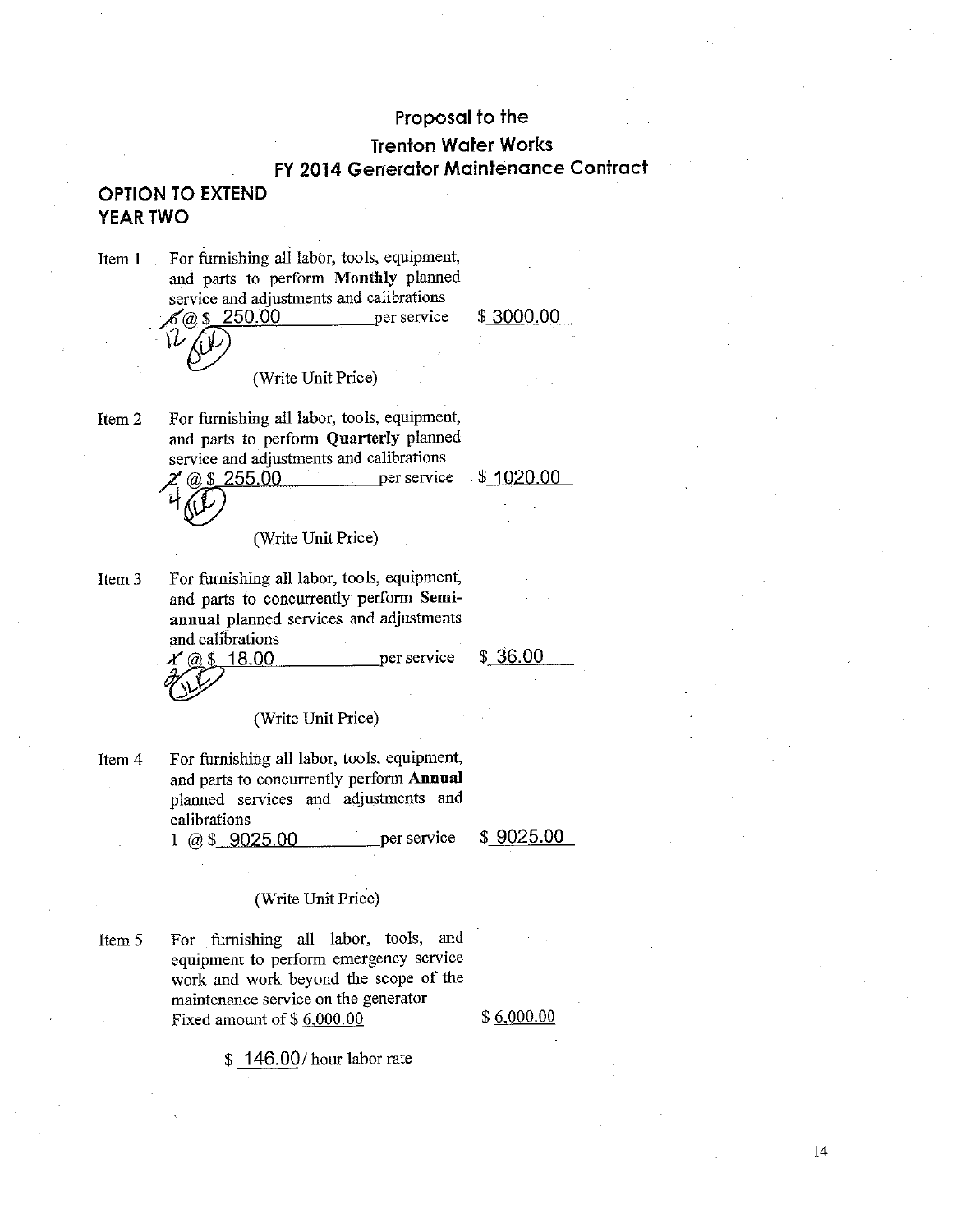# Proposal to the
# Trenton Water Works
# FY 2014 Generator Maintenance Contract

## OPTION TO EXTEND
## YEAR TWO

Item 1 For furnishing all labor, tools, equipment, and parts to perform **Monthly** planned service and adjustments and calibrations
~~6~~ 12 (JLL) @ $ 250.00 per service $ 3000.00

(Write Unit Price)

Item 2 For furnishing all labor, tools, equipment, and parts to perform **Quarterly** planned service and adjustments and calibrations
~~2~~ 4 (JLL) @ $ 255.00 per service $ 1020.00

(Write Unit Price)

Item 3 For furnishing all labor, tools, equipment, and parts to concurrently perform **Semi-annual** planned services and adjustments and calibrations
~~1~~ 2 (JLL) @ $ 18.00 per service $ 36.00

(Write Unit Price)

Item 4 For furnishing all labor, tools, equipment, and parts to concurrently perform **Annual** planned services and adjustments and calibrations
1 @ $ 9025.00 per service $ 9025.00

(Write Unit Price)

Item 5 For furnishing all labor, tools, and equipment to perform emergency service work and work beyond the scope of the maintenance service on the generator
Fixed amount of $ 6,000.00 $ 6,000.00

$ 146.00/ hour labor rate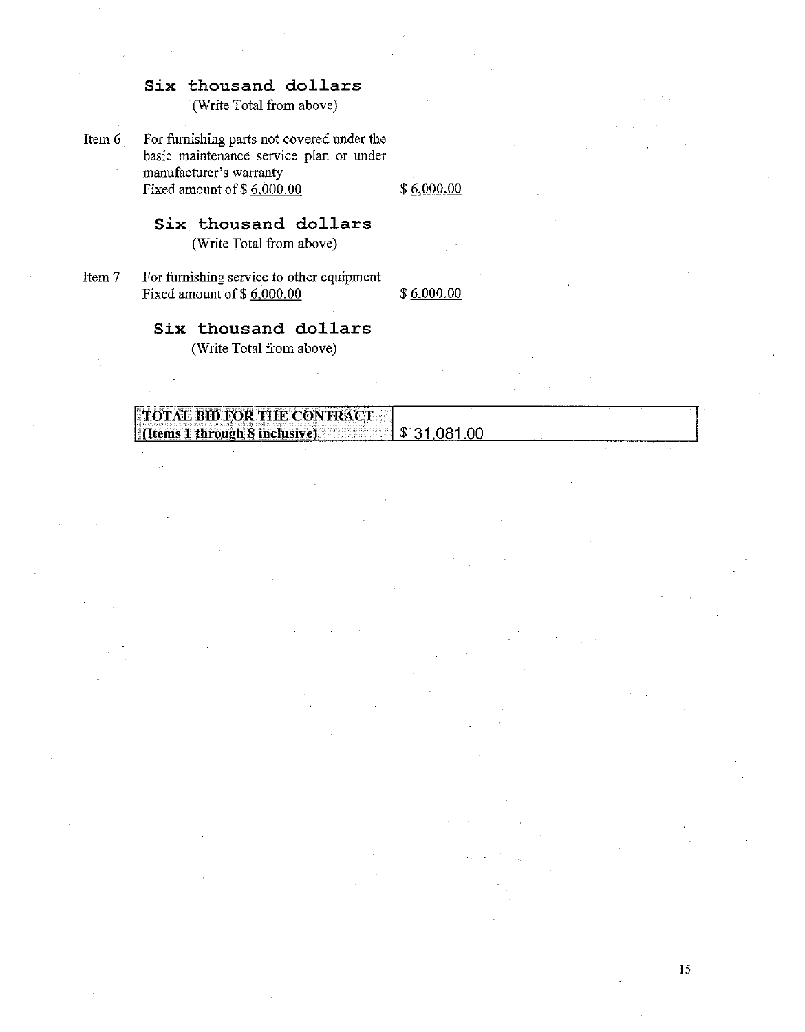**Six thousand dollars**
(Write Total from above)

Item 6 For furnishing parts not covered under the basic maintenance service plan or under manufacturer's warranty
Fixed amount of $ 6,000.00 $ 6,000.00

**Six thousand dollars**
(Write Total from above)

Item 7 For furnishing service to other equipment
Fixed amount of $ 6,000.00 $ 6,000.00

**Six thousand dollars**
(Write Total from above)

| **TOTAL BID FOR THE CONTRACT (Items 1 through 8 inclusive)** | $ 31,081.00 |
|---|---|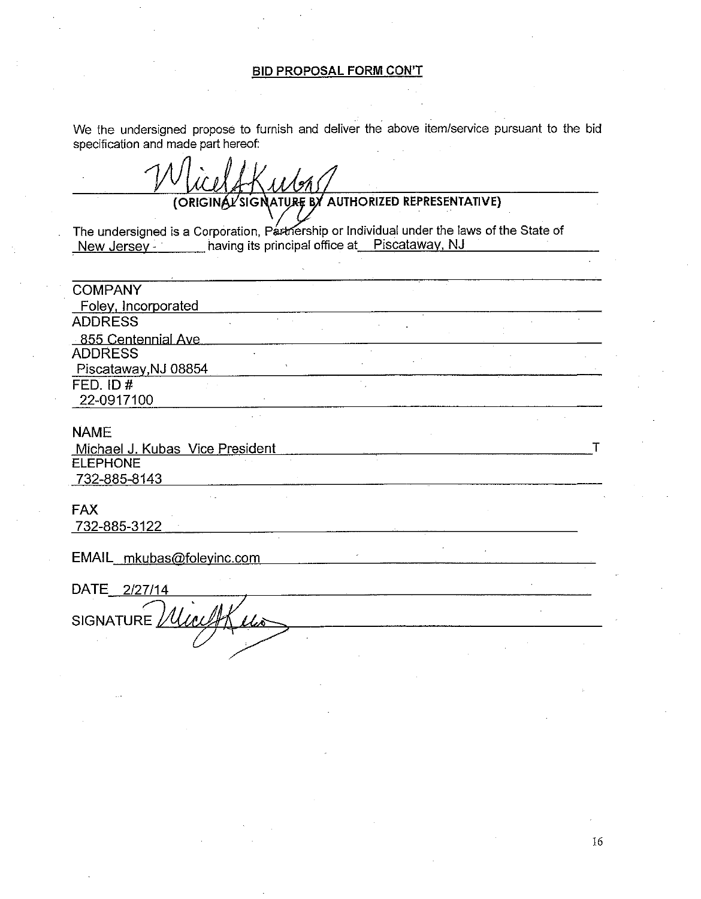## BID PROPOSAL FORM CON'T

We the undersigned propose to furnish and deliver the above item/service pursuant to the bid specification and made part hereof:

(ORIGINAL SIGNATURE BY AUTHORIZED REPRESENTATIVE)

The undersigned is a Corporation, Partnership or Individual under the laws of the State of New Jersey - having its principal office at Piscataway, NJ

COMPANY
Foley, Incorporated

ADDRESS
855 Centennial Ave

ADDRESS
Piscataway,NJ 08854

FED. ID #
22-0917100

NAME
Michael J. Kubas Vice President

TELEPHONE
732-885-8143

FAX
732-885-3122

EMAIL mkubas@foleyinc.com

DATE 2/27/14

SIGNATURE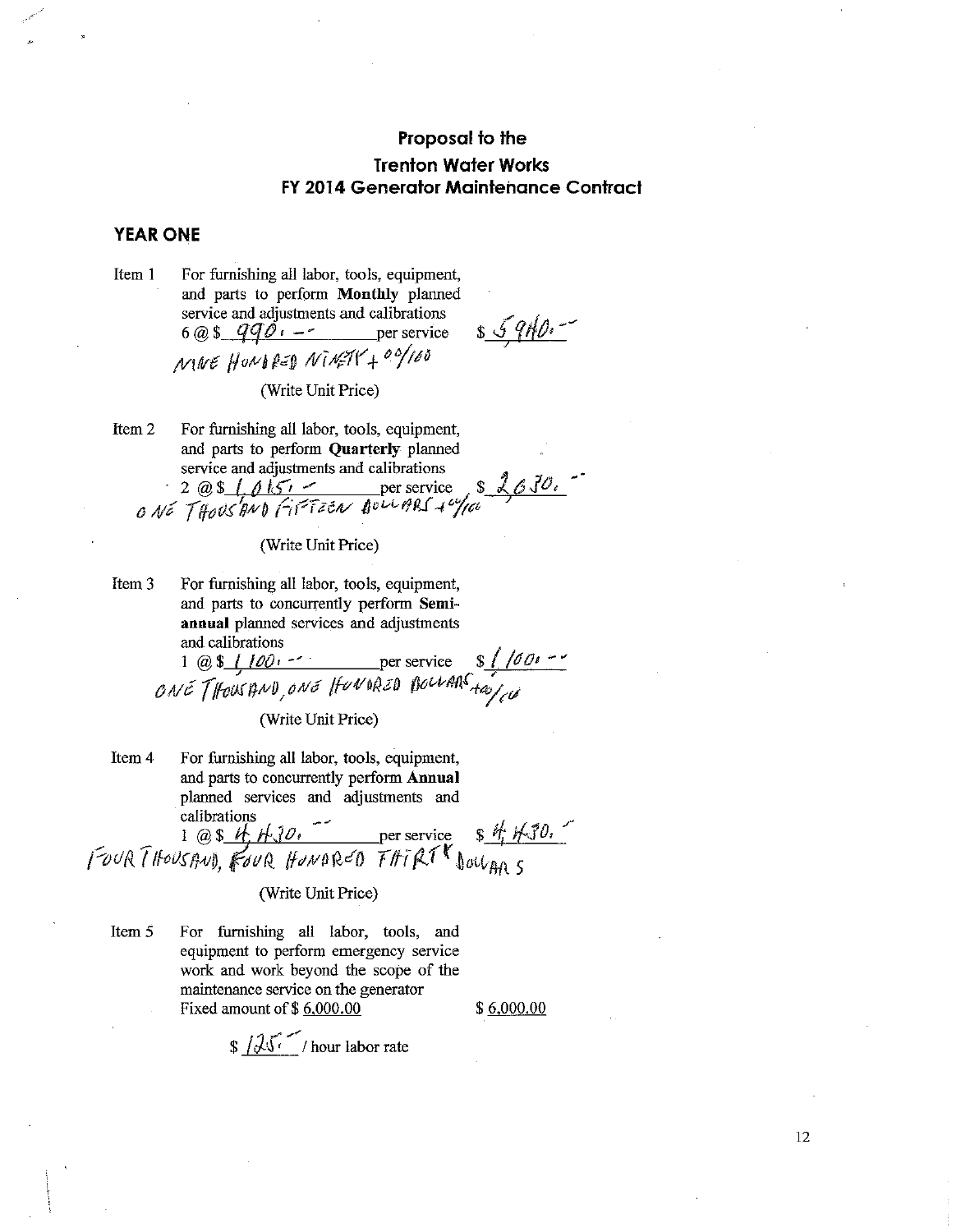# Proposal to the Trenton Water Works FY 2014 Generator Maintenance Contract

## YEAR ONE

Item 1 For furnishing all labor, tools, equipment, and parts to perform **Monthly** planned service and adjustments and calibrations
6 @ $ 990. -- per service $ 5,940. --
NINE HUNDRED NINETY + 00/100
(Write Unit Price)

Item 2 For furnishing all labor, tools, equipment, and parts to perform **Quarterly** planned service and adjustments and calibrations
2 @ $ 1,015. -- per service $ 2,030. --
ONE THOUSAND FIFTEEN DOLLARS + 00/100
(Write Unit Price)

Item 3 For furnishing all labor, tools, equipment, and parts to concurrently perform **Semi-annual** planned services and adjustments and calibrations
1 @ $ 1,100. -- per service $ 1,100. --
ONE THOUSAND, ONE HUNDRED DOLLARS + 00/100
(Write Unit Price)

Item 4 For furnishing all labor, tools, equipment, and parts to concurrently perform **Annual** planned services and adjustments and calibrations
1 @ $ 4,430. -- per service $ 4,430. --
FOUR THOUSAND, FOUR HUNDRED THIRTY DOLLARS
(Write Unit Price)

Item 5 For furnishing all labor, tools, and equipment to perform emergency service work and work beyond the scope of the maintenance service on the generator
Fixed amount of $ 6,000.00 $ 6,000.00

$ 125. -- / hour labor rate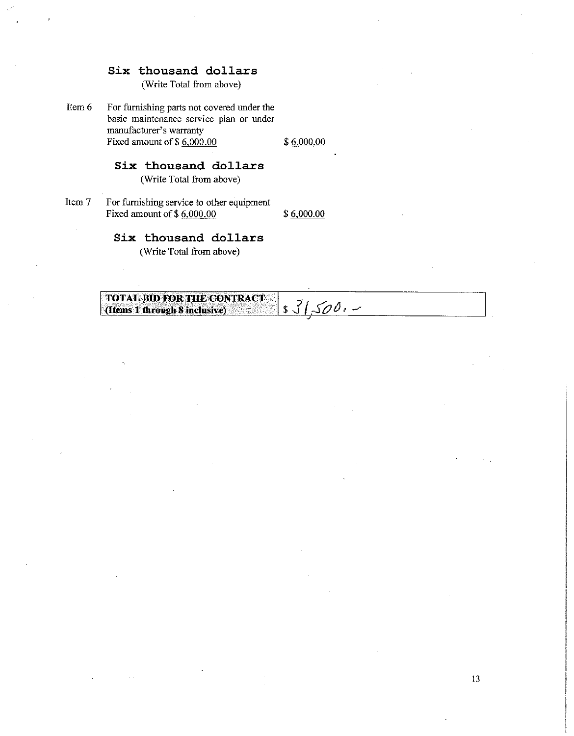**Six thousand dollars**
(Write Total from above)

Item 6 For furnishing parts not covered under the basic maintenance service plan or under manufacturer's warranty
Fixed amount of $ 6,000.00 $ 6,000.00

**Six thousand dollars**
(Write Total from above)

Item 7 For furnishing service to other equipment
Fixed amount of $ 6,000.00 $ 6,000.00

**Six thousand dollars**
(Write Total from above)

| **TOTAL BID FOR THE CONTRACT (Items 1 through 8 inclusive)** | $ 31,500. – |
|---|---|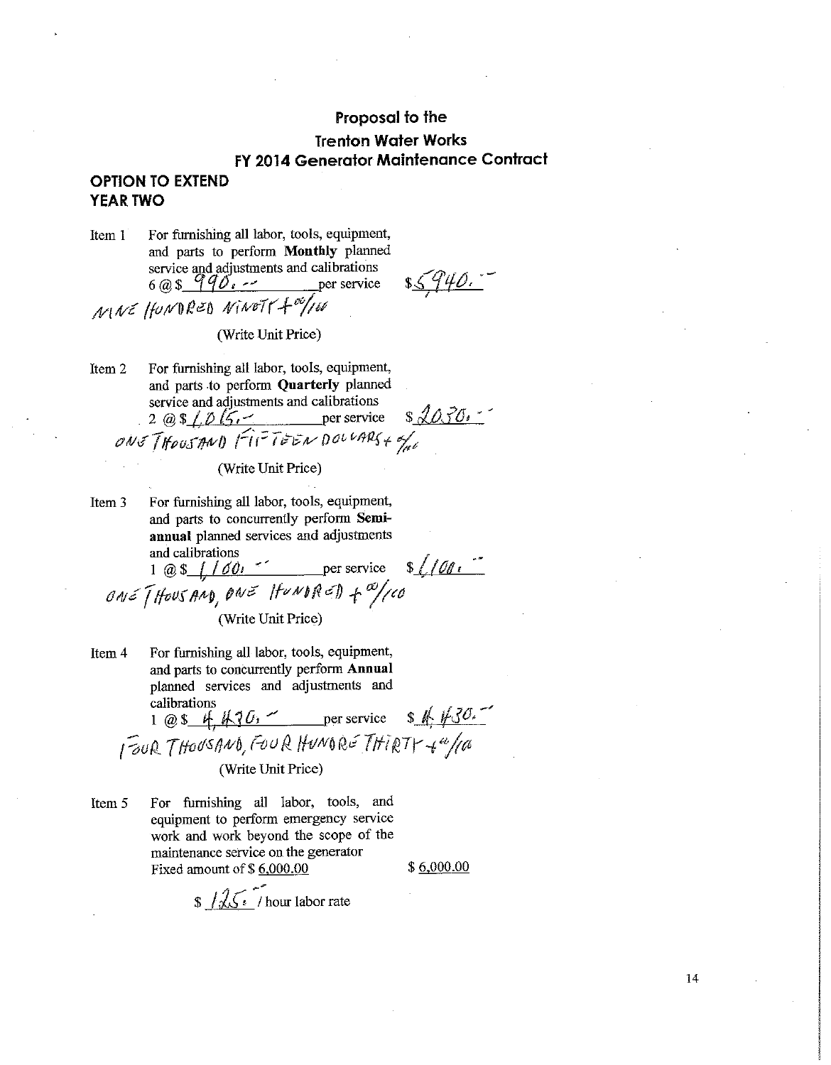## Proposal to the
## Trenton Water Works
## FY 2014 Generator Maintenance Contract

**OPTION TO EXTEND**
**YEAR TWO**

Item 1 For furnishing all labor, tools, equipment, and parts to perform **Monthly** planned service and adjustments and calibrations
6 @ $ 990.-- per service $ 5,940.--

NINE HUNDRED NINETY + 00/100

(Write Unit Price)

Item 2 For furnishing all labor, tools, equipment, and parts to perform **Quarterly** planned service and adjustments and calibrations
2 @ $ 1,015.-- per service $ 2030.--

ONE THOUSAND FIFTEEN DOLLARS + 0/100

(Write Unit Price)

Item 3 For furnishing all labor, tools, equipment, and parts to concurrently perform **Semi-annual** planned services and adjustments and calibrations
1 @ $ 1,100.-- per service $ 1,100.--

ONE THOUSAND, ONE HUNDRED + 00/100

(Write Unit Price)

Item 4 For furnishing all labor, tools, equipment, and parts to concurrently perform **Annual** planned services and adjustments and calibrations
1 @ $ 4,430.-- per service $ 4,430.--

FOUR THOUSAND, FOUR HUNDRED THIRTY + 00/100

(Write Unit Price)

Item 5 For furnishing all labor, tools, and equipment to perform emergency service work and work beyond the scope of the maintenance service on the generator
Fixed amount of $ 6,000.00 $ 6,000.00

$ 125.-- / hour labor rate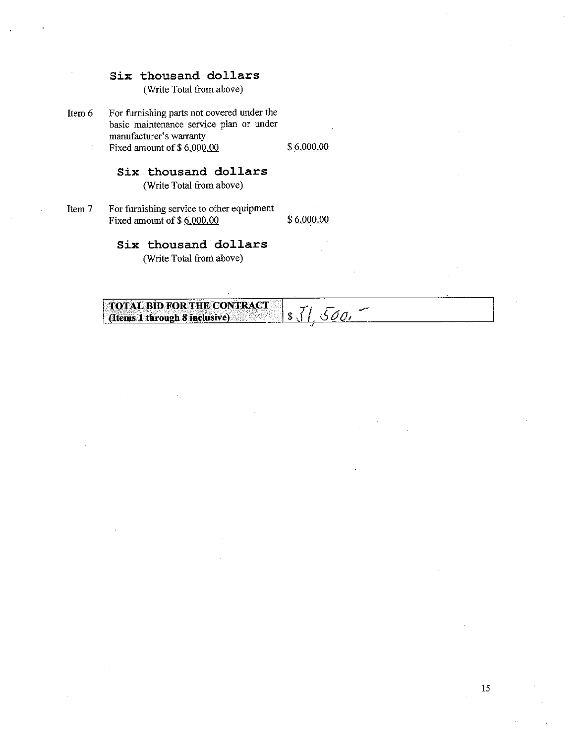**Six thousand dollars**

(Write Total from above)

Item 6 For furnishing parts not covered under the basic maintenance service plan or under manufacturer's warranty
Fixed amount of $ 6,000.00 $ 6,000.00

**Six thousand dollars**

(Write Total from above)

Item 7 For furnishing service to other equipment
Fixed amount of $ 6,000.00 $ 6,000.00

**Six thousand dollars**

(Write Total from above)

| | |
|---|---|
| **TOTAL BID FOR THE CONTRACT (Items 1 through 8 inclusive)** | $ 31,500.– |